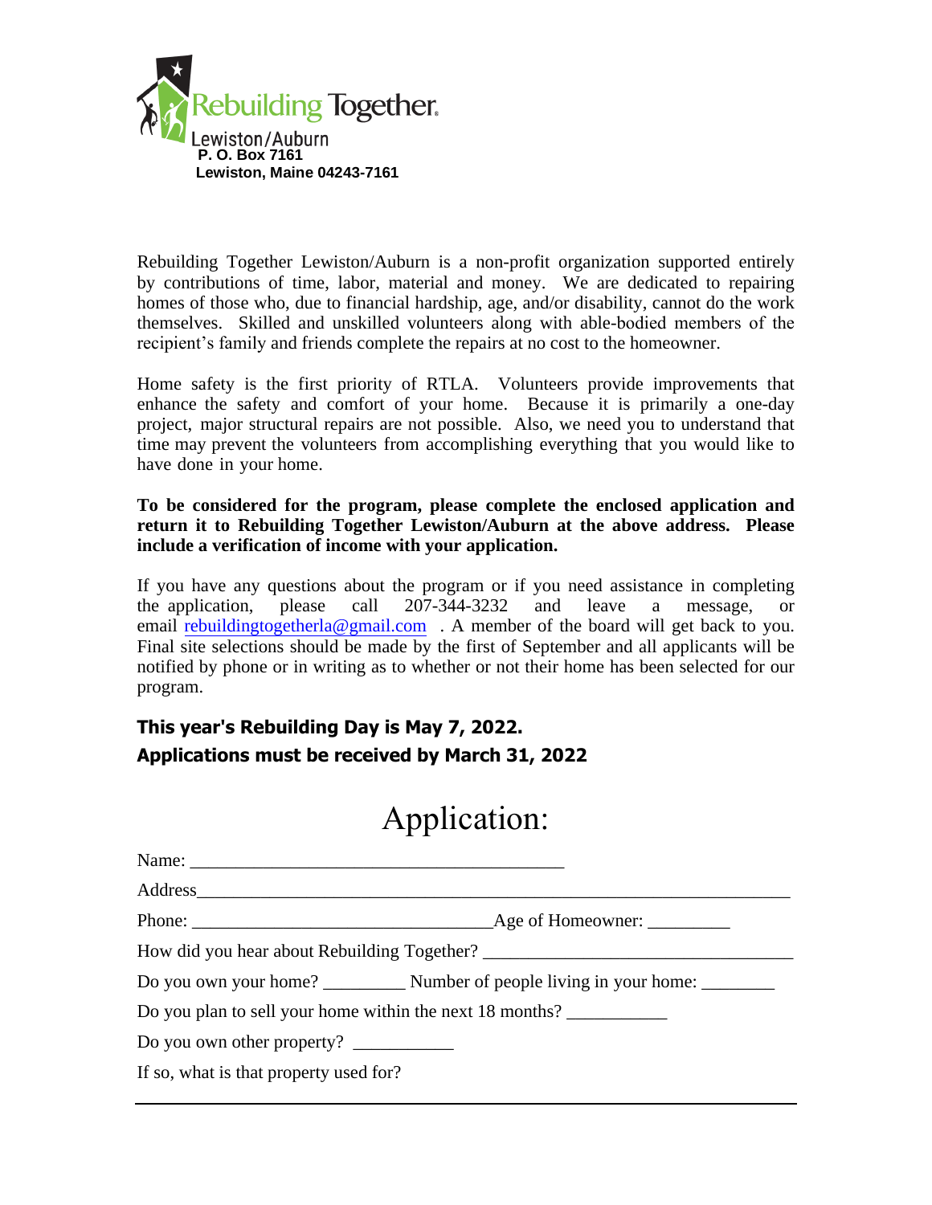Rebuilding Together

Lewiston/Auburn

**P. O. Box 7161**

**Lewiston, Maine 04243-7161**

Rebuilding Together Lewiston/Auburn is a non-profit organization supported entirely by contributions of time, labor, material and money. We are dedicated to repairing homes of those who, due to financial hardship, age, and/or disability, cannot do the work themselves. Skilled and unskilled volunteers along with able-bodied members of the recipient's family and friends complete the repairs at no cost to the homeowner.

Home safety is the first priority of RTLA. Volunteers provide improvements that enhance the safety and comfort of your home. Because it is primarily a one-day project, major structural repairs are not possible. Also, we need you to understand that time may prevent the volunteers from accomplishing everything that you would like to have done in your home.

**To be considered for the program, please complete the enclosed application and return it to Rebuilding Together Lewiston/Auburn at the above address. Please include a verification of income with your application.**

If you have any questions about the program or if you need assistance in completing the application, please call 207-344-3232 and leave a message, or email rebuildingtogetherla@gmail.com . A member of the board will get back to you. Final site selections should be made by the first of September and all applicants will be notified by phone or in writing as to whether or not their home has been selected for our program.

**This year's Rebuilding Day is May 7, 2022.**

**Applications must be received by March 31, 2022**

# Application:

Name: ________________________________________

Address____________________________________________________________

Phone: ________________________________Age of Homeowner: _________

How did you hear about Rebuilding Together? _________________________________

Do you own your home? _________ Number of people living in your home: ________

Do you plan to sell your home within the next 18 months? ___________

Do you own other property? ___________

If so, what is that property used for?

___________________________________________________________________________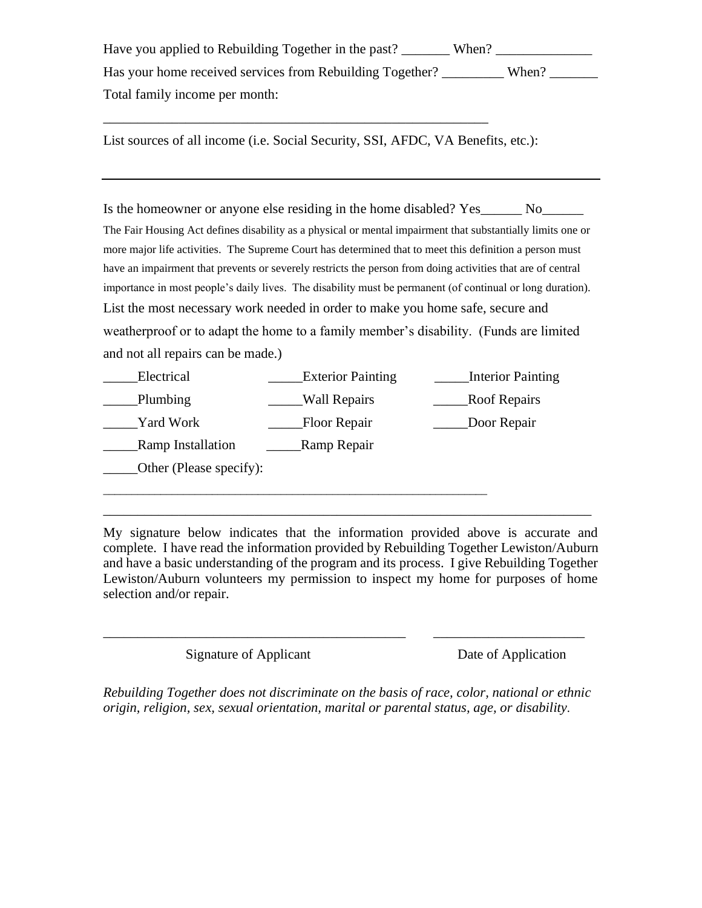Have you applied to Rebuilding Together in the past? _______ When? ______________

Has your home received services from Rebuilding Together? _________ When? _______

Total family income per month:

_________________________________________________________

List sources of all income (i.e. Social Security, SSI, AFDC, VA Benefits, etc.):

___________________________________________________________________________

Is the homeowner or anyone else residing in the home disabled? Yes______ No______

The Fair Housing Act defines disability as a physical or mental impairment that substantially limits one or more major life activities. The Supreme Court has determined that to meet this definition a person must have an impairment that prevents or severely restricts the person from doing activities that are of central importance in most people's daily lives. The disability must be permanent (of continual or long duration).

List the most necessary work needed in order to make you home safe, secure and weatherproof or to adapt the home to a family member's disability. (Funds are limited and not all repairs can be made.)

| | | |
|---|---|---|
| _____Electrical | _____Exterior Painting | _____Interior Painting |
| _____Plumbing | _____Wall Repairs | _____Roof Repairs |
| _____Yard Work | _____Floor Repair | _____Door Repair |
| _____Ramp Installation | _____Ramp Repair | |

_____Other (Please specify):

_________________________________________________________

_________________________________________________________________________

My signature below indicates that the information provided above is accurate and complete. I have read the information provided by Rebuilding Together Lewiston/Auburn and have a basic understanding of the program and its process. I give Rebuilding Together Lewiston/Auburn volunteers my permission to inspect my home for purposes of home selection and/or repair.

_____________________________________________     ______________________

Signature of Applicant     Date of Application

*Rebuilding Together does not discriminate on the basis of race, color, national or ethnic origin, religion, sex, sexual orientation, marital or parental status, age, or disability.*